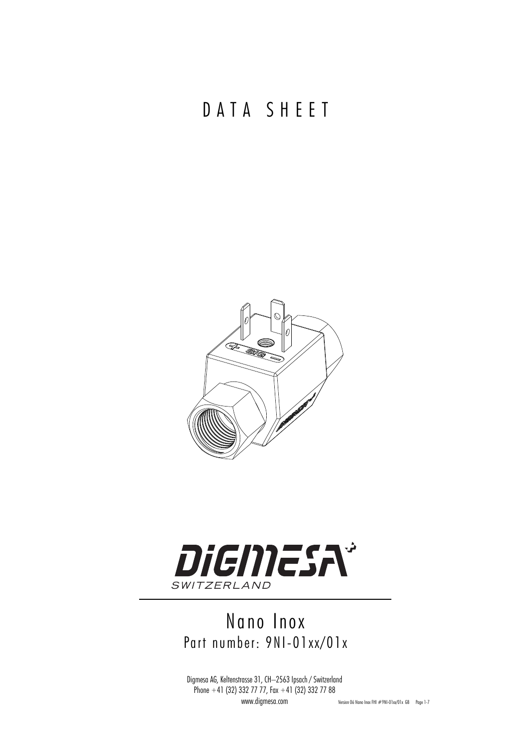# DATA SHEET

DIGMESA
SWITZERLAND

## Nano Inox
### Part number: 9NI-01xx/01x

Digmesa AG, Keltenstrasse 31, CH–2563 Ipsach / Switzerland
Phone +41 (32) 332 77 77, Fax +41 (32) 332 77 88
www.digmesa.com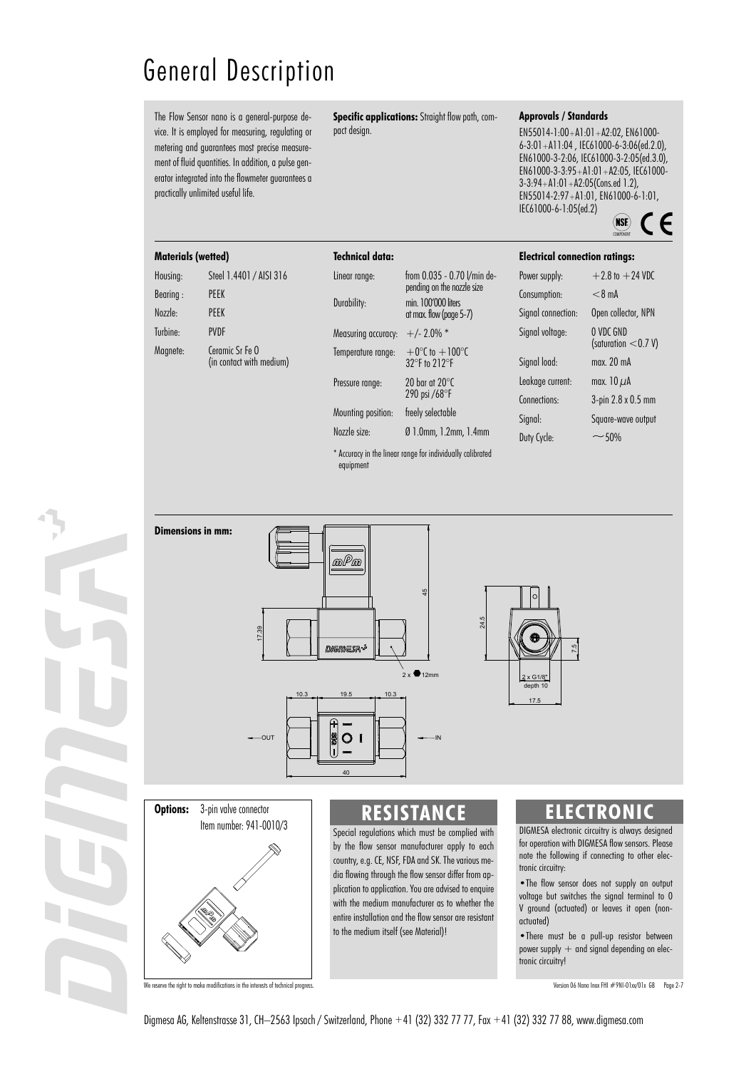# General Description

The Flow Sensor nano is a general-purpose device. It is employed for measuring, regulating or metering and guarantees most precise measurement of fluid quantities. In addition, a pulse generator integrated into the flowmeter guarantees a practically unlimited useful life.

**Specific applications:** Straight flow path, compact design.

**Approvals / Standards**

EN55014-1:00+A1:01+A2:02, EN61000-6-3:01+A11:04 , IEC61000-6-3:06(ed.2.0), EN61000-3-2:06, IEC61000-3-2:05(ed.3.0), EN61000-3-3:95+A1:01+A2:05, IEC61000-3-3:94+A1:01+A2:05(Cons.ed 1.2), EN55014-2:97+A1:01, EN61000-6-1:01, IEC61000-6-1:05(ed.2)

**Materials (wetted)**

| | |
|---|---|
| Housing: | Steel 1.4401 / AISI 316 |
| Bearing : | PEEK |
| Nozzle: | PEEK |
| Turbine: | PVDF |
| Magnete: | Ceramic Sr Fe O (in contact with medium) |

**Technical data:**

| | |
|---|---|
| Linear range: | from 0.035 - 0.70 l/min depending on the nozzle size |
| Durability: | min. 100'000 liters at max. flow (page 5-7) |
| Measuring accuracy: | +/- 2.0% * |
| Temperature range: | +0°C to +100°C 32°F to 212°F |
| Pressure range: | 20 bar at 20°C 290 psi /68°F |
| Mounting position: | freely selectable |
| Nozzle size: | Ø 1.0mm, 1.2mm, 1.4mm |

\* Accuracy in the linear range for individually calibrated equipment

**Electrical connection ratings:**

| | |
|---|---|
| Power supply: | +2.8 to +24 VDC |
| Consumption: | <8 mA |
| Signal connection: | Open collector, NPN |
| Signal voltage: | 0 VDC GND (saturation <0.7 V) |
| Signal load: | max. 20 mA |
| Leakage current: | max. 10 µA |
| Connections: | 3-pin 2.8 x 0.5 mm |
| Signal: | Square-wave output |
| Duty Cycle: | ~50% |

**Dimensions in mm:**

45, 17.39, 2 x 12mm, 10.3, 19.5, 10.3, 40, OUT, IN, 24.5, 7.5, 2 x G1/8" depth 10, 17.5

**Options:** 3-pin valve connector Item number: 941-0010/3

## RESISTANCE

Special regulations which must be complied with by the flow sensor manufacturer apply to each country, e.g. CE, NSF, FDA and SK. The various media flowing through the flow sensor differ from application to application. You are advised to enquire with the medium manufacturer as to whether the entire installation and the flow sensor are resistant to the medium itself (see Material)!

## ELECTRONIC

DIGMESA electronic circuitry is always designed for operation with DIGMESA flow sensors. Please note the following if connecting to other electronic circuitry:

- The flow sensor does not supply an output voltage but switches the signal terminal to 0 V ground (actuated) or leaves it open (non-actuated)
- There must be a pull-up resistor between power supply + and signal depending on electronic circuitry!

We reserve the right to make modifications in the interests of technical progress.

Version 06 Nano Inox FHI #9NI-01xx/01x GB

Digmesa AG, Keltenstrasse 31, CH–2563 Ipsach / Switzerland, Phone +41 (32) 332 77 77, Fax +41 (32) 332 77 88, www.digmesa.com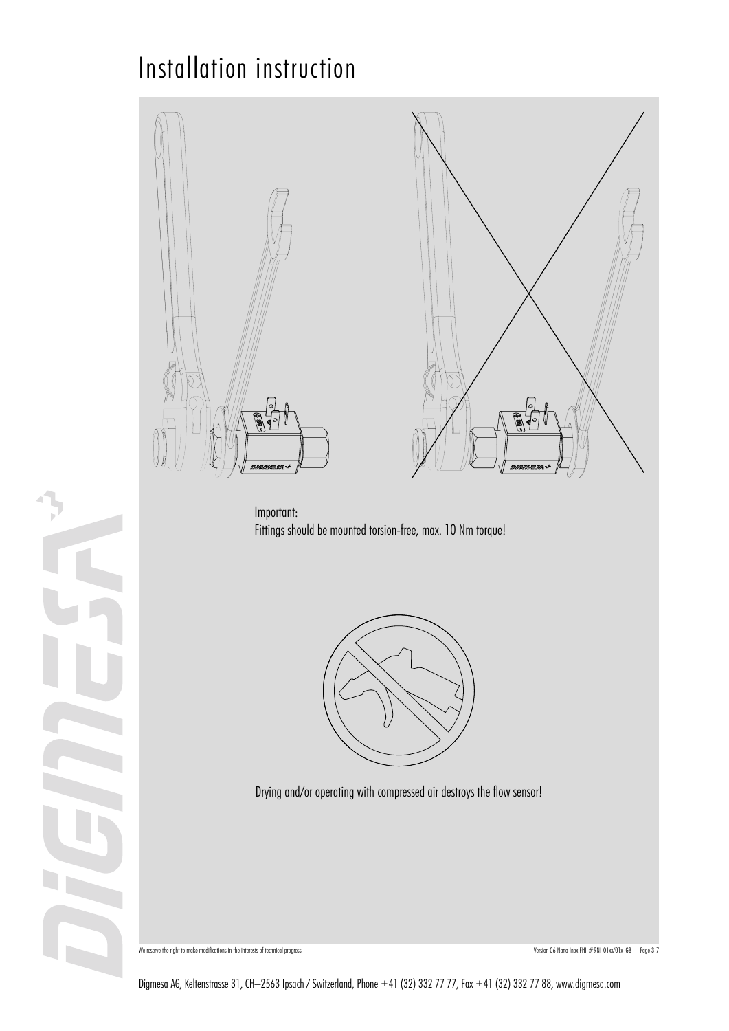# Installation instruction

Important:
Fittings should be mounted torsion-free, max. 10 Nm torque!

Drying and/or operating with compressed air destroys the flow sensor!

We reserve the right to make modifications in the interests of technical progress.

Digmesa AG, Keltenstrasse 31, CH–2563 Ipsach / Switzerland, Phone +41 (32) 332 77 77, Fax +41 (32) 332 77 88, www.digmesa.com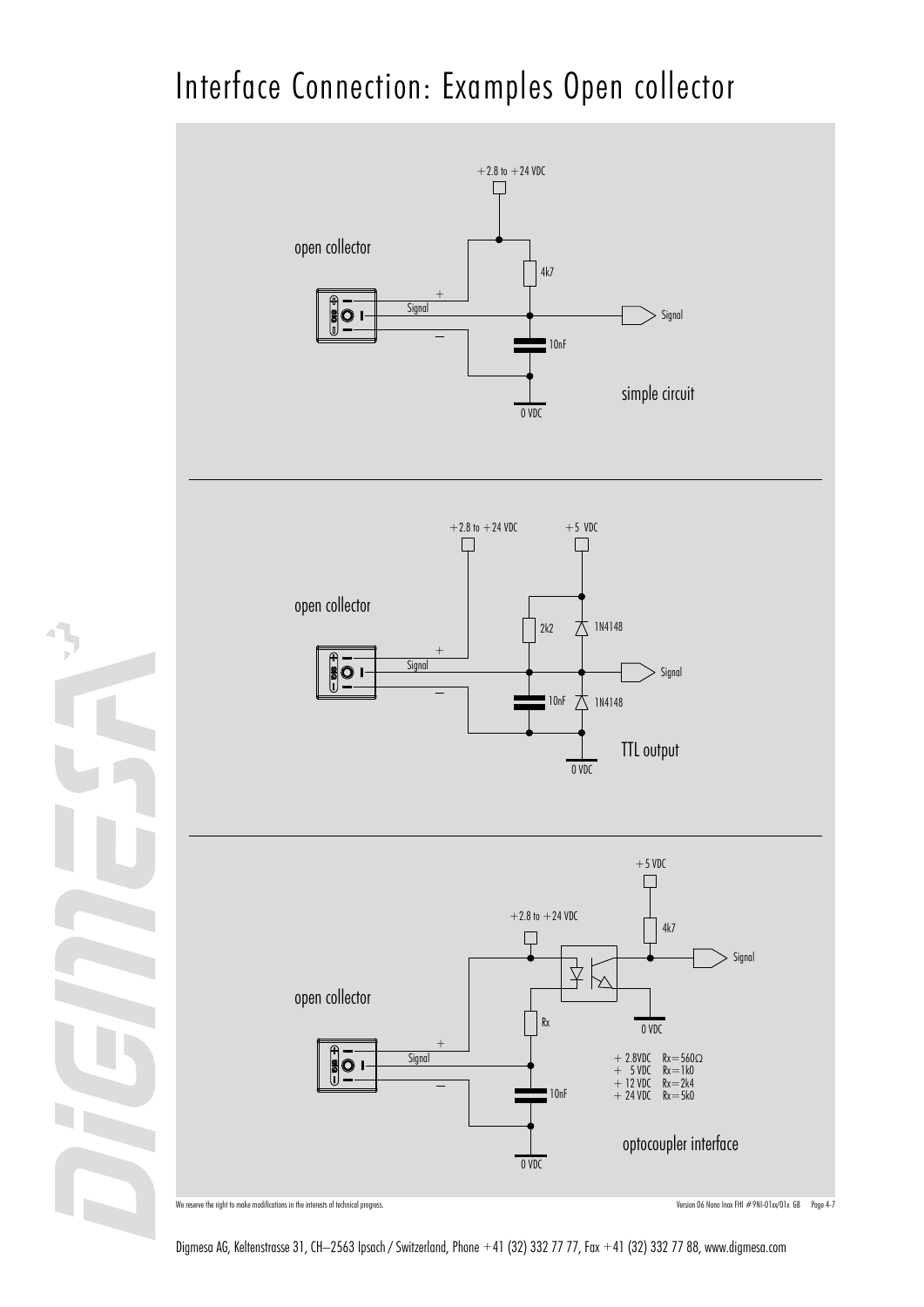# Interface Connection: Examples Open collector

+2.8 to +24 VDC

open collector

4k7

+

Signal

Signal

–

10nF

simple circuit

0 VDC

+2.8 to +24 VDC

+5 VDC

open collector

2k2

1N4148

+

Signal

Signal

–

10nF

1N4148

TTL output

0 VDC

+5 VDC

+2.8 to +24 VDC

4k7

Signal

open collector

Rx

0 VDC

+

Signal

| | |
|---|---|
| + 2.8VDC | Rx=560Ω |
| + 5 VDC | Rx=1k0 |
| + 12 VDC | Rx=2k4 |
| + 24 VDC | Rx=5k0 |

–

10nF

optocoupler interface

0 VDC

We reserve the right to make modifications in the interests of technical progress.

Version 06 Nano Inox FHI #9NI-01xx/01x GB

Digmesa AG, Keltenstrasse 31, CH–2563 Ipsach / Switzerland, Phone +41 (32) 332 77 77, Fax +41 (32) 332 77 88, www.digmesa.com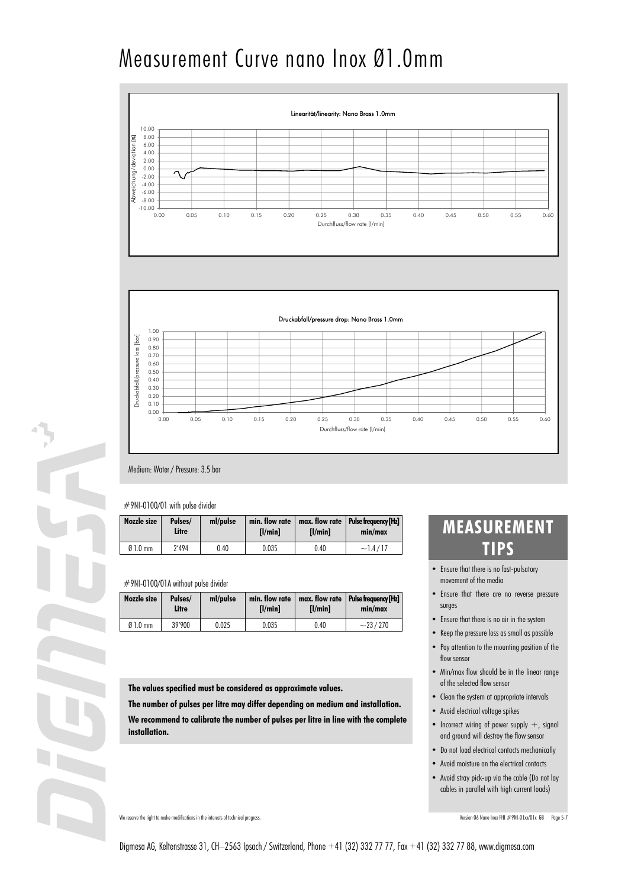# Measurement Curve nano Inox Ø1.0mm

Medium: Water / Pressure: 3.5 bar

#9NI-0100/01 with pulse divider

| Nozzle size | Pulses/ Litre | ml/pulse | min. flow rate [l/min] | max. flow rate [l/min] | Pulse frequency [Hz] min/max |
|---|---|---|---|---|---|
| Ø 1.0 mm | 2'494 | 0.40 | 0.035 | 0.40 | ~1.4 / 17 |

#9NI-0100/01A without pulse divider

| Nozzle size | Pulses/ Litre | ml/pulse | min. flow rate [l/min] | max. flow rate [l/min] | Pulse frequency [Hz] min/max |
|---|---|---|---|---|---|
| Ø 1.0 mm | 39'900 | 0.025 | 0.035 | 0.40 | ~23 / 270 |

**The values specified must be considered as approximate values.**

**The number of pulses per litre may differ depending on medium and installation.**

**We recommend to calibrate the number of pulses per litre in line with the complete installation.**

## MEASUREMENT TIPS

- Ensure that there is no fast-pulsatory movement of the media
- Ensure that there are no reverse pressure surges
- Ensure that there is no air in the system
- Keep the pressure loss as small as possible
- Pay attention to the mounting position of the flow sensor
- Min/max flow should be in the linear range of the selected flow sensor
- Clean the system at appropriate intervals
- Avoid electrical voltage spikes
- Incorrect wiring of power supply +, signal and ground will destroy the flow sensor
- Do not load electrical contacts mechanically
- Avoid moisture on the electrical contacts
- Avoid stray pick-up via the cable (Do not lay cables in parallel with high current loads)

We reserve the right to make modifications in the interests of technical progress.

Digmesa AG, Keltenstrasse 31, CH–2563 Ipsach / Switzerland, Phone +41 (32) 332 77 77, Fax +41 (32) 332 77 88, www.digmesa.com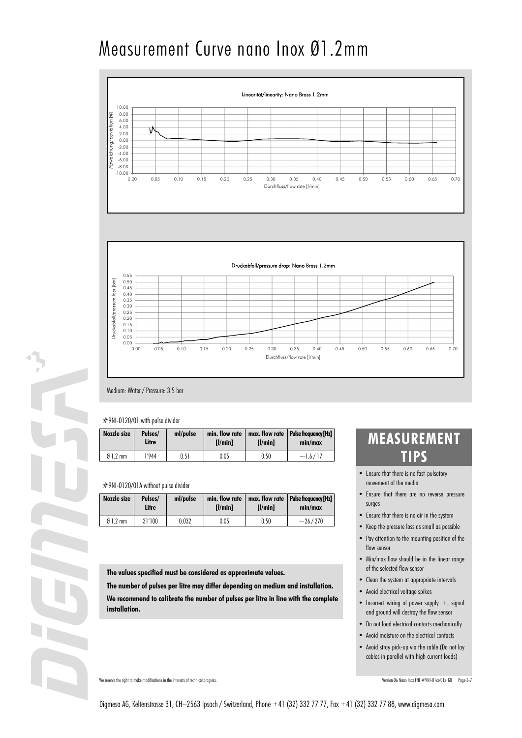# Measurement Curve nano Inox Ø1.2mm

Linearität/linearity: Nano Brass 1.2mm

Druckabfall/pressure drop: Nano Brass 1.2mm

Medium: Water / Pressure: 3.5 bar

#9NI-0120/01 with pulse divider

| Nozzle size | Pulses/ Litre | ml/pulse | min. flow rate [l/min] | max. flow rate [l/min] | Pulse frequency [Hz] min/max |
|---|---|---|---|---|---|
| Ø 1.2 mm | 1'944 | 0.51 | 0.05 | 0.50 | ~1.6 / 17 |

#9NI-0120/01A without pulse divider

| Nozzle size | Pulses/ Litre | ml/pulse | min. flow rate [l/min] | max. flow rate [l/min] | Pulse frequency [Hz] min/max |
|---|---|---|---|---|---|
| Ø 1.2 mm | 31'100 | 0.032 | 0.05 | 0.50 | ~26 / 270 |

**The values specified must be considered as approximate values.**

**The number of pulses per litre may differ depending on medium and installation.**

**We recommend to calibrate the number of pulses per litre in line with the complete installation.**

## MEASUREMENT TIPS

- Ensure that there is no fast-pulsatory movement of the media
- Ensure that there are no reverse pressure surges
- Ensure that there is no air in the system
- Keep the pressure loss as small as possible
- Pay attention to the mounting position of the flow sensor
- Min/max flow should be in the linear range of the selected flow sensor
- Clean the system at appropriate intervals
- Avoid electrical voltage spikes
- Incorrect wiring of power supply +, signal and ground will destroy the flow sensor
- Do not load electrical contacts mechanically
- Avoid moisture on the electrical contacts
- Avoid stray pick-up via the cable (Do not lay cables in parallel with high current loads)

We reserve the right to make modifications in the interests of technical progress.

Version 06 Nano Inox FHI #9NI-01xx/01x GB

Digmesa AG, Keltenstrasse 31, CH–2563 Ipsach / Switzerland, Phone +41 (32) 332 77 77, Fax +41 (32) 332 77 88, www.digmesa.com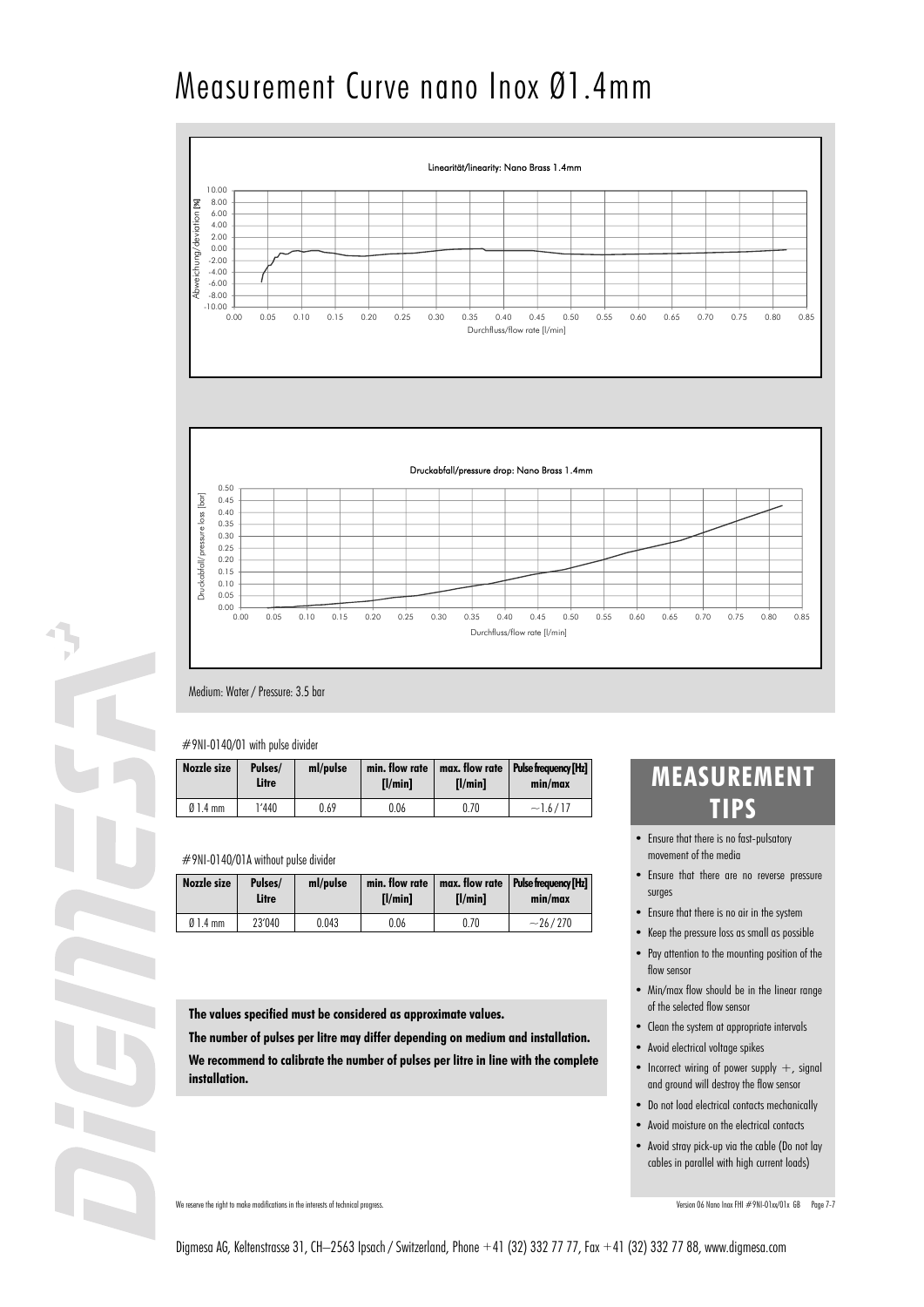# Measurement Curve nano Inox Ø1.4mm

Linearität/linearity: Nano Brass 1.4mm

Abweichung/deviation [%]

10.00
8.00
6.00
4.00
2.00
0.00
-2.00
-4.00
-6.00
-8.00
-10.00

0.00 0.05 0.10 0.15 0.20 0.25 0.30 0.35 0.40 0.45 0.50 0.55 0.60 0.65 0.70 0.75 0.80 0.85

Durchfluss/flow rate [l/min]

Druckabfall/pressure drop: Nano Brass 1.4mm

Druckabfall/ pressure loss [bar]

0.50
0.45
0.40
0.35
0.30
0.25
0.20
0.15
0.10
0.05
0.00

0.00 0.05 0.10 0.15 0.20 0.25 0.30 0.35 0.40 0.45 0.50 0.55 0.60 0.65 0.70 0.75 0.80 0.85

Durchfluss/flow rate [l/min]

Medium: Water / Pressure: 3.5 bar

#9NI-0140/01 with pulse divider

| Nozzle size | Pulses/ Litre | ml/pulse | min. flow rate [l/min] | max. flow rate [l/min] | Pulse frequency [Hz] min/max |
|---|---|---|---|---|---|
| Ø 1.4 mm | 1'440 | 0.69 | 0.06 | 0.70 | ~1.6 / 17 |

#9NI-0140/01A without pulse divider

| Nozzle size | Pulses/ Litre | ml/pulse | min. flow rate [l/min] | max. flow rate [l/min] | Pulse frequency [Hz] min/max |
|---|---|---|---|---|---|
| Ø 1.4 mm | 23'040 | 0.043 | 0.06 | 0.70 | ~26 / 270 |

**The values specified must be considered as approximate values.**

**The number of pulses per litre may differ depending on medium and installation.**

**We recommend to calibrate the number of pulses per litre in line with the complete installation.**

## MEASUREMENT TIPS

- Ensure that there is no fast-pulsatory movement of the media
- Ensure that there are no reverse pressure surges
- Ensure that there is no air in the system
- Keep the pressure loss as small as possible
- Pay attention to the mounting position of the flow sensor
- Min/max flow should be in the linear range of the selected flow sensor
- Clean the system at appropriate intervals
- Avoid electrical voltage spikes
- Incorrect wiring of power supply +, signal and ground will destroy the flow sensor
- Do not load electrical contacts mechanically
- Avoid moisture on the electrical contacts
- Avoid stray pick-up via the cable (Do not lay cables in parallel with high current loads)

We reserve the right to make modifications in the interests of technical progress.

Version 06 Nano Inox FHI #9NI-01xx/01x GB

Digmesa AG, Keltenstrasse 31, CH–2563 Ipsach / Switzerland, Phone +41 (32) 332 77 77, Fax +41 (32) 332 77 88, www.digmesa.com